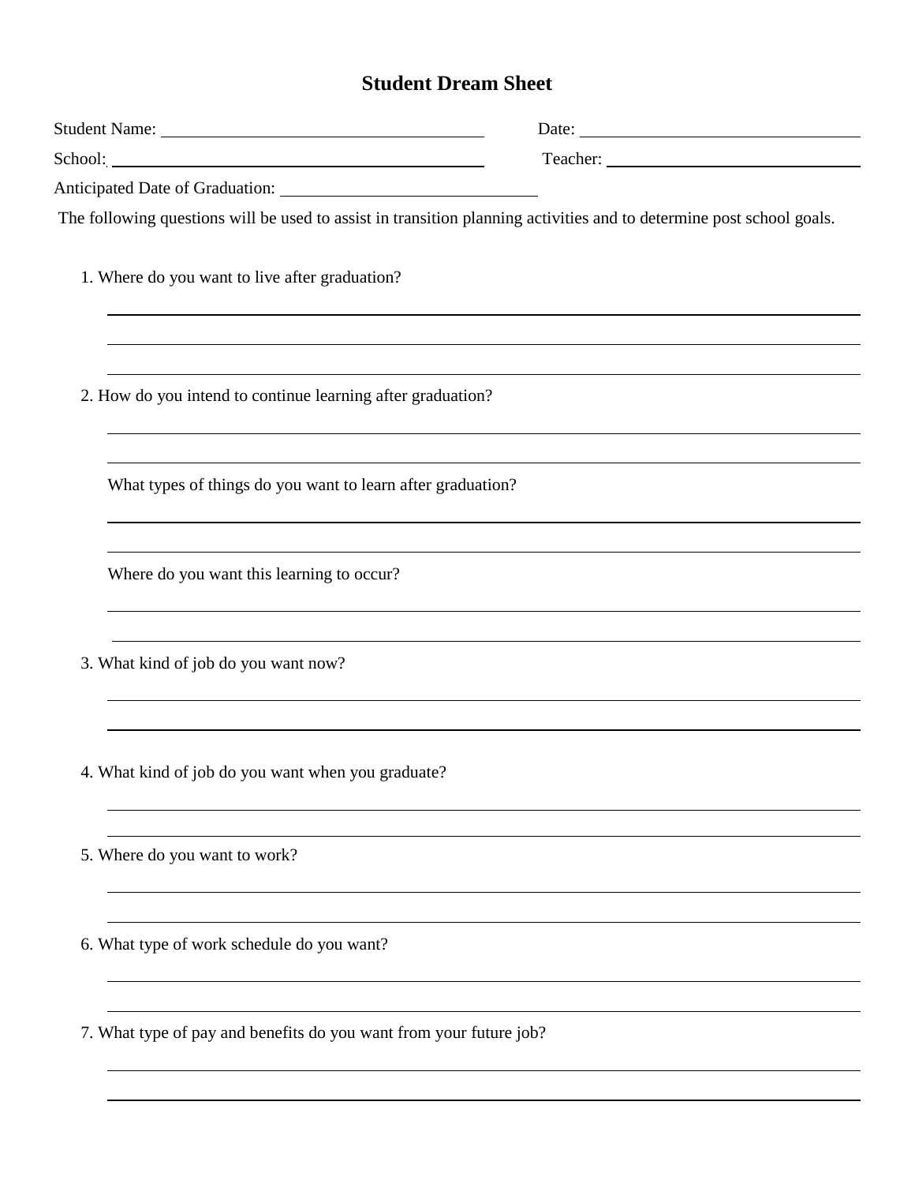# Student Dream Sheet

Student Name: ______________________ Date: ______________________

School: ______________________ Teacher: ______________________

Anticipated Date of Graduation: ______________________

The following questions will be used to assist in transition planning activities and to determine post school goals.

1. Where do you want to live after graduation?

______________________________________________________________________

______________________________________________________________________

______________________________________________________________________

2. How do you intend to continue learning after graduation?

______________________________________________________________________

______________________________________________________________________

What types of things do you want to learn after graduation?

______________________________________________________________________

______________________________________________________________________

Where do you want this learning to occur?

______________________________________________________________________

______________________________________________________________________

3. What kind of job do you want now?

______________________________________________________________________

______________________________________________________________________

4. What kind of job do you want when you graduate?

______________________________________________________________________

______________________________________________________________________

5. Where do you want to work?

______________________________________________________________________

______________________________________________________________________

6. What type of work schedule do you want?

______________________________________________________________________

______________________________________________________________________

7. What type of pay and benefits do you want from your future job?

______________________________________________________________________

______________________________________________________________________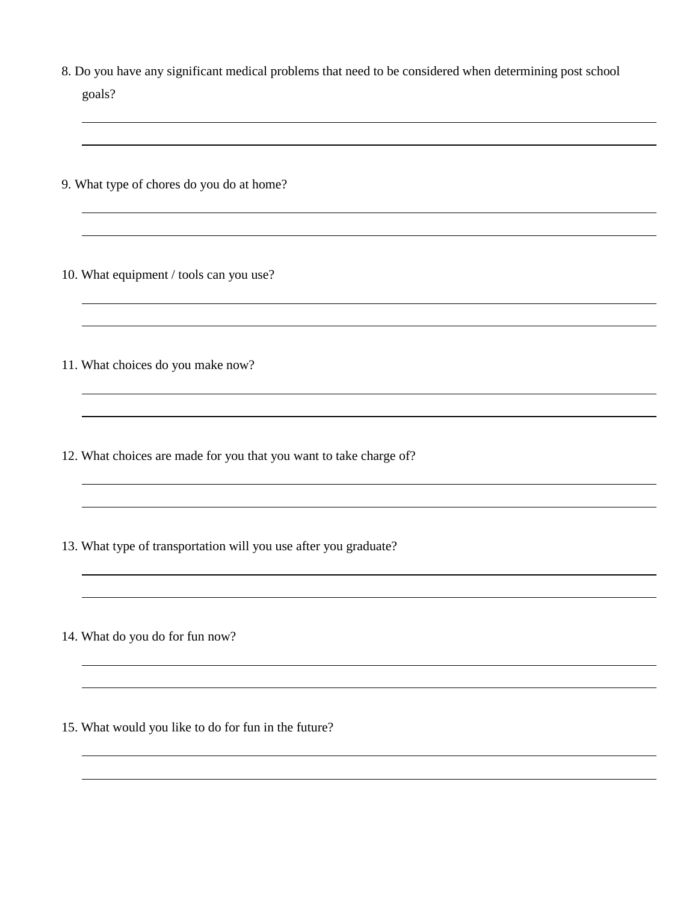8. Do you have any significant medical problems that need to be considered when determining post school goals?

_______________________________________________________________________________

_______________________________________________________________________________

9. What type of chores do you do at home?

_______________________________________________________________________________

_______________________________________________________________________________

10. What equipment / tools can you use?

_______________________________________________________________________________

_______________________________________________________________________________

11. What choices do you make now?

_______________________________________________________________________________

_______________________________________________________________________________

12. What choices are made for you that you want to take charge of?

_______________________________________________________________________________

_______________________________________________________________________________

13. What type of transportation will you use after you graduate?

_______________________________________________________________________________

_______________________________________________________________________________

14. What do you do for fun now?

_______________________________________________________________________________

_______________________________________________________________________________

15. What would you like to do for fun in the future?

_______________________________________________________________________________

_______________________________________________________________________________